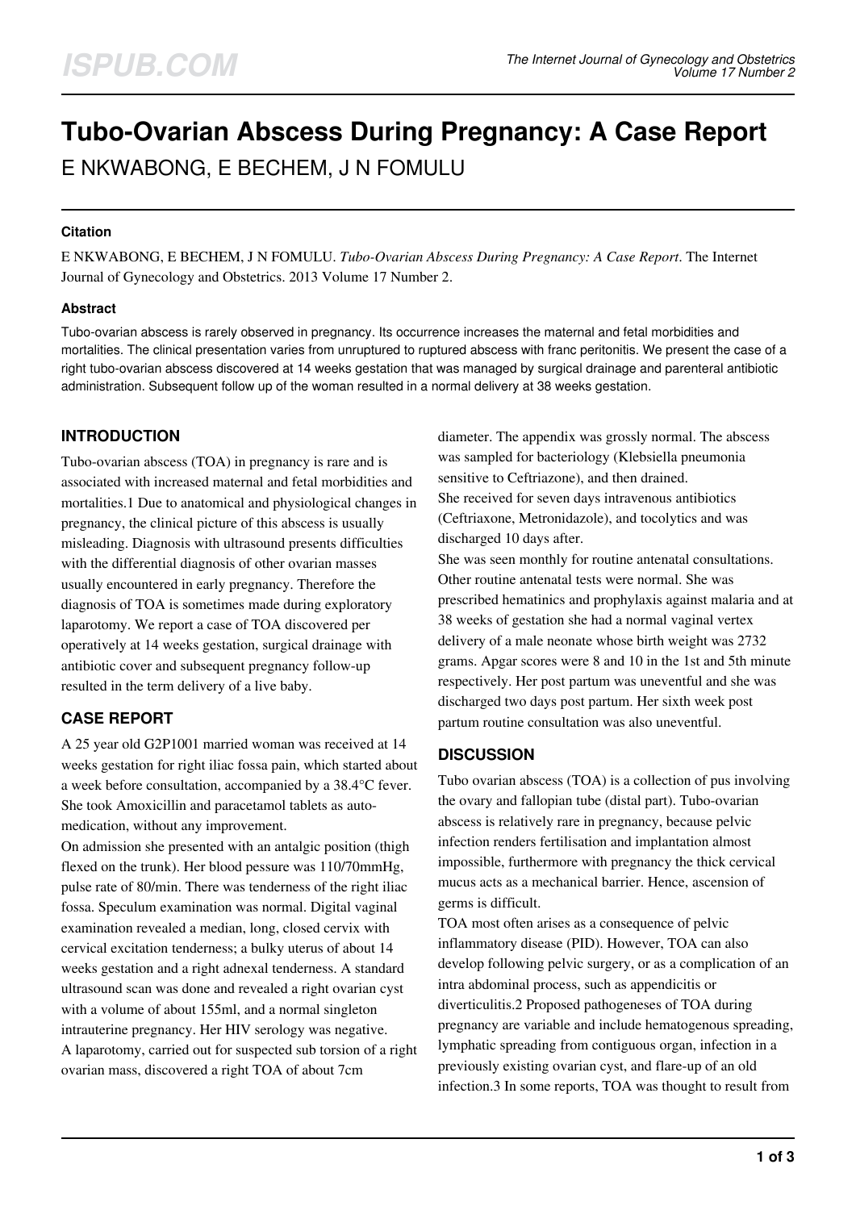# Tubo-Ovarian Abscess During Pregnancy: A Case Report

E NKWABONG, E BECHEM, J N FOMULU

### Citation

E NKWABONG, E BECHEM, J N FOMULU. *Tubo-Ovarian Abscess During Pregnancy: A Case Report*. The Internet Journal of Gynecology and Obstetrics. 2013 Volume 17 Number 2.

### Abstract

Tubo-ovarian abscess is rarely observed in pregnancy. Its occurrence increases the maternal and fetal morbidities and mortalities. The clinical presentation varies from unruptured to ruptured abscess with franc peritonitis. We present the case of a right tubo-ovarian abscess discovered at 14 weeks gestation that was managed by surgical drainage and parenteral antibiotic administration. Subsequent follow up of the woman resulted in a normal delivery at 38 weeks gestation.

## INTRODUCTION

Tubo-ovarian abscess (TOA) in pregnancy is rare and is associated with increased maternal and fetal morbidities and mortalities.1 Due to anatomical and physiological changes in pregnancy, the clinical picture of this abscess is usually misleading. Diagnosis with ultrasound presents difficulties with the differential diagnosis of other ovarian masses usually encountered in early pregnancy. Therefore the diagnosis of TOA is sometimes made during exploratory laparotomy. We report a case of TOA discovered per operatively at 14 weeks gestation, surgical drainage with antibiotic cover and subsequent pregnancy follow-up resulted in the term delivery of a live baby.

## CASE REPORT

A 25 year old G2P1001 married woman was received at 14 weeks gestation for right iliac fossa pain, which started about a week before consultation, accompanied by a 38.4°C fever. She took Amoxicillin and paracetamol tablets as auto-medication, without any improvement.

On admission she presented with an antalgic position (thigh flexed on the trunk). Her blood pessure was 110/70mmHg, pulse rate of 80/min. There was tenderness of the right iliac fossa. Speculum examination was normal. Digital vaginal examination revealed a median, long, closed cervix with cervical excitation tenderness; a bulky uterus of about 14 weeks gestation and a right adnexal tenderness. A standard ultrasound scan was done and revealed a right ovarian cyst with a volume of about 155ml, and a normal singleton intrauterine pregnancy. Her HIV serology was negative.

A laparotomy, carried out for suspected sub torsion of a right ovarian mass, discovered a right TOA of about 7cm diameter. The appendix was grossly normal. The abscess was sampled for bacteriology (Klebsiella pneumonia sensitive to Ceftriazone), and then drained.

She received for seven days intravenous antibiotics (Ceftriaxone, Metronidazole), and tocolytics and was discharged 10 days after.

She was seen monthly for routine antenatal consultations. Other routine antenatal tests were normal. She was prescribed hematinics and prophylaxis against malaria and at 38 weeks of gestation she had a normal vaginal vertex delivery of a male neonate whose birth weight was 2732 grams. Apgar scores were 8 and 10 in the 1st and 5th minute respectively. Her post partum was uneventful and she was discharged two days post partum. Her sixth week post partum routine consultation was also uneventful.

## DISCUSSION

Tubo ovarian abscess (TOA) is a collection of pus involving the ovary and fallopian tube (distal part). Tubo-ovarian abscess is relatively rare in pregnancy, because pelvic infection renders fertilisation and implantation almost impossible, furthermore with pregnancy the thick cervical mucus acts as a mechanical barrier. Hence, ascension of germs is difficult.

TOA most often arises as a consequence of pelvic inflammatory disease (PID). However, TOA can also develop following pelvic surgery, or as a complication of an intra abdominal process, such as appendicitis or diverticulitis.2 Proposed pathogeneses of TOA during pregnancy are variable and include hematogenous spreading, lymphatic spreading from contiguous organ, infection in a previously existing ovarian cyst, and flare-up of an old infection.3 In some reports, TOA was thought to result from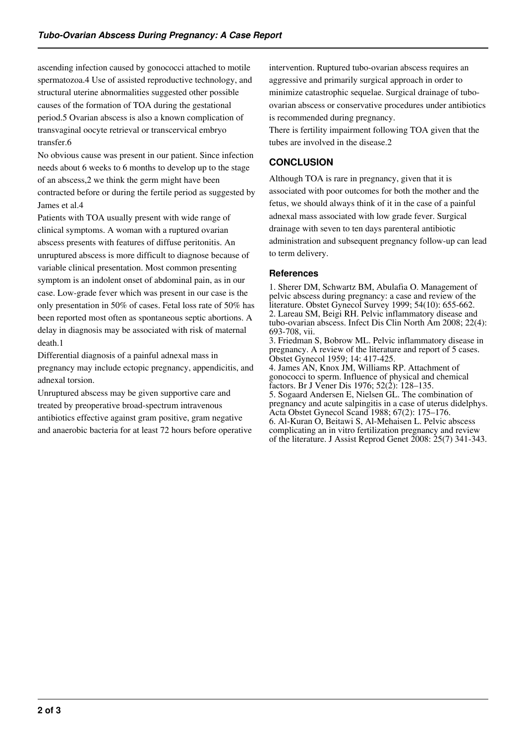ascending infection caused by gonococci attached to motile spermatozoa.[4] Use of assisted reproductive technology, and structural uterine abnormalities suggested other possible causes of the formation of TOA during the gestational period.[5] Ovarian abscess is also a known complication of transvaginal oocyte retrieval or transcervical embryo transfer.[6]

No obvious cause was present in our patient. Since infection needs about 6 weeks to 6 months to develop up to the stage of an abscess,[2] we think the germ might have been contracted before or during the fertile period as suggested by James et al.[4]

Patients with TOA usually present with wide range of clinical symptoms. A woman with a ruptured ovarian abscess presents with features of diffuse peritonitis. An unruptured abscess is more difficult to diagnose because of variable clinical presentation. Most common presenting symptom is an indolent onset of abdominal pain, as in our case. Low-grade fever which was present in our case is the only presentation in 50% of cases. Fetal loss rate of 50% has been reported most often as spontaneous septic abortions. A delay in diagnosis may be associated with risk of maternal death.[1]

Differential diagnosis of a painful adnexal mass in pregnancy may include ectopic pregnancy, appendicitis, and adnexal torsion.

Unruptured abscess may be given supportive care and treated by preoperative broad-spectrum intravenous antibiotics effective against gram positive, gram negative and anaerobic bacteria for at least 72 hours before operative intervention. Ruptured tubo-ovarian abscess requires an aggressive and primarily surgical approach in order to minimize catastrophic sequelae. Surgical drainage of tubo-ovarian abscess or conservative procedures under antibiotics is recommended during pregnancy.

There is fertility impairment following TOA given that the tubes are involved in the disease.[2]

## CONCLUSION

Although TOA is rare in pregnancy, given that it is associated with poor outcomes for both the mother and the fetus, we should always think of it in the case of a painful adnexal mass associated with low grade fever. Surgical drainage with seven to ten days parenteral antibiotic administration and subsequent pregnancy follow-up can lead to term delivery.

### References

1. Sherer DM, Schwartz BM, Abulafia O. Management of pelvic abscess during pregnancy: a case and review of the literature. Obstet Gynecol Survey 1999; 54(10): 655-662.
2. Lareau SM, Beigi RH. Pelvic inflammatory disease and tubo-ovarian abscess. Infect Dis Clin North Am 2008; 22(4): 693-708, vii.
3. Friedman S, Bobrow ML. Pelvic inflammatory disease in pregnancy. A review of the literature and report of 5 cases. Obstet Gynecol 1959; 14: 417-425.
4. James AN, Knox JM, Williams RP. Attachment of gonococci to sperm. Influence of physical and chemical factors. Br J Vener Dis 1976; 52(2): 128–135.
5. Sogaard Andersen E, Nielsen GL. The combination of pregnancy and acute salpingitis in a case of uterus didelphys. Acta Obstet Gynecol Scand 1988; 67(2): 175–176.
6. Al-Kuran O, Beitawi S, Al-Mehaisen L. Pelvic abscess complicating an in vitro fertilization pregnancy and review of the literature. J Assist Reprod Genet 2008: 25(7) 341-343.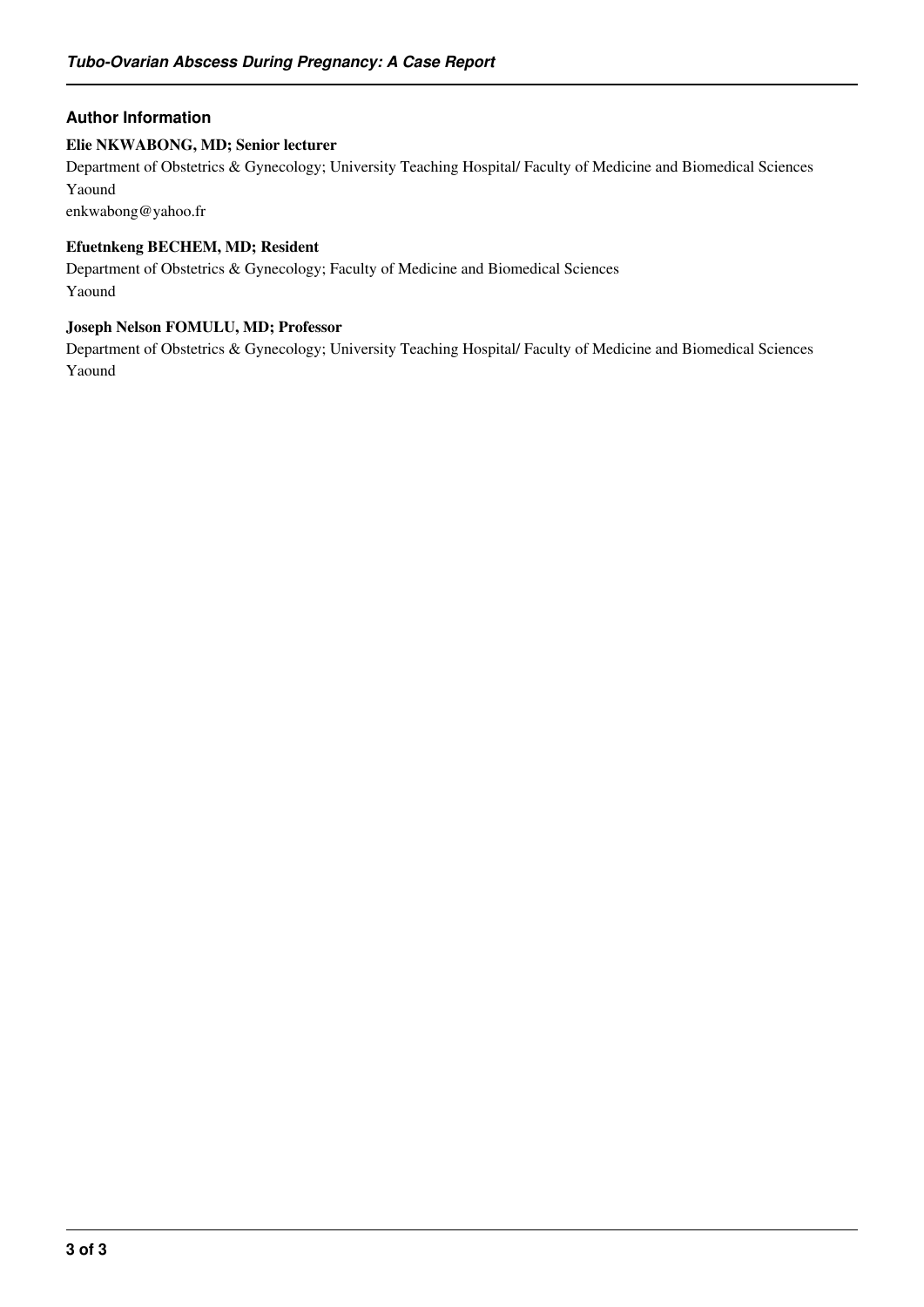## Author Information

**Elie NKWABONG, MD; Senior lecturer**

Department of Obstetrics & Gynecology; University Teaching Hospital/ Faculty of Medicine and Biomedical Sciences
Yaound
enkwabong@yahoo.fr

**Efuetnkeng BECHEM, MD; Resident**

Department of Obstetrics & Gynecology; Faculty of Medicine and Biomedical Sciences
Yaound

**Joseph Nelson FOMULU, MD; Professor**

Department of Obstetrics & Gynecology; University Teaching Hospital/ Faculty of Medicine and Biomedical Sciences
Yaound